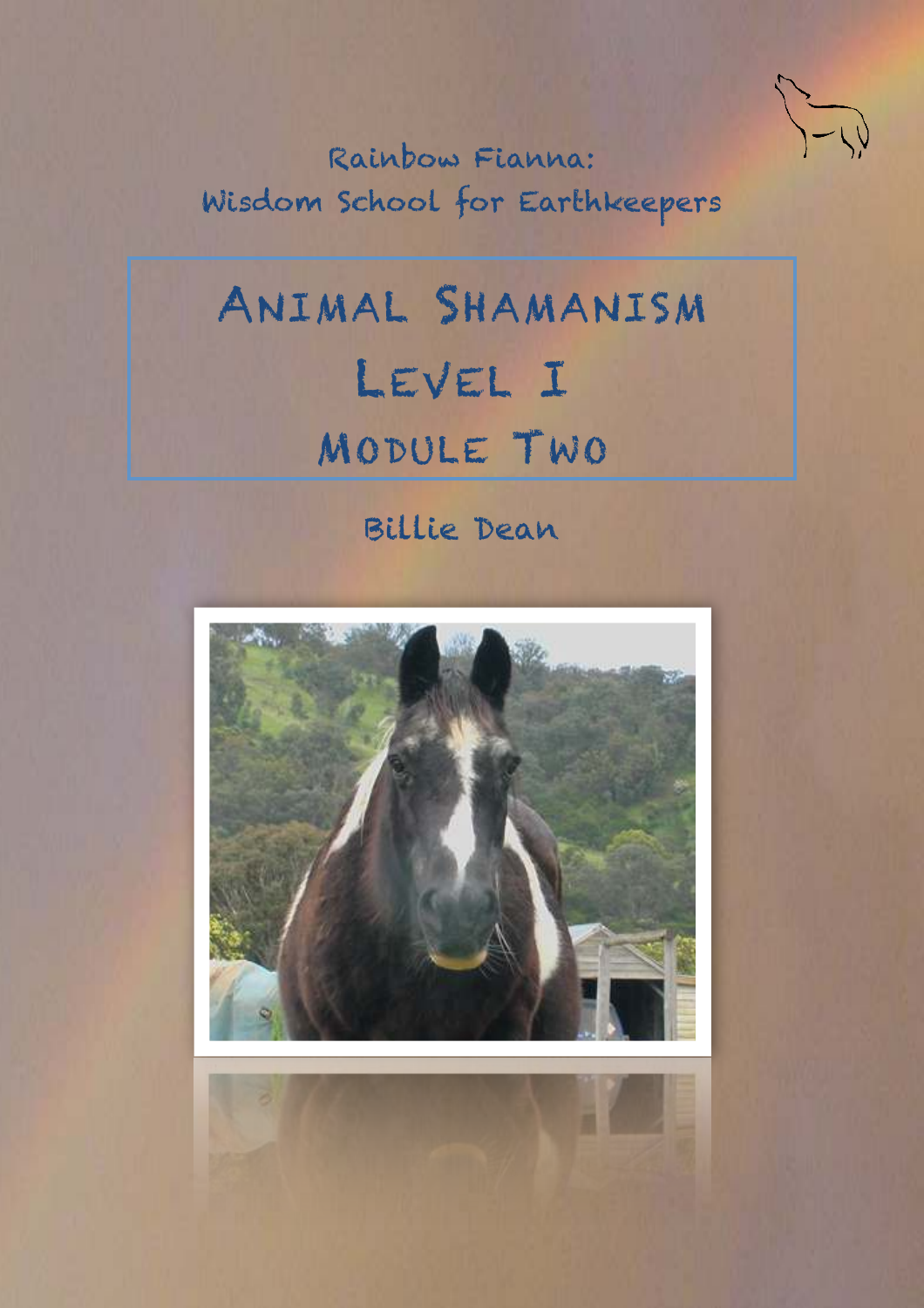Rainbow Fianna:
Wisdom School for Earthkeepers

# Animal Shamanism
# Level I
# Module Two

Billie Dean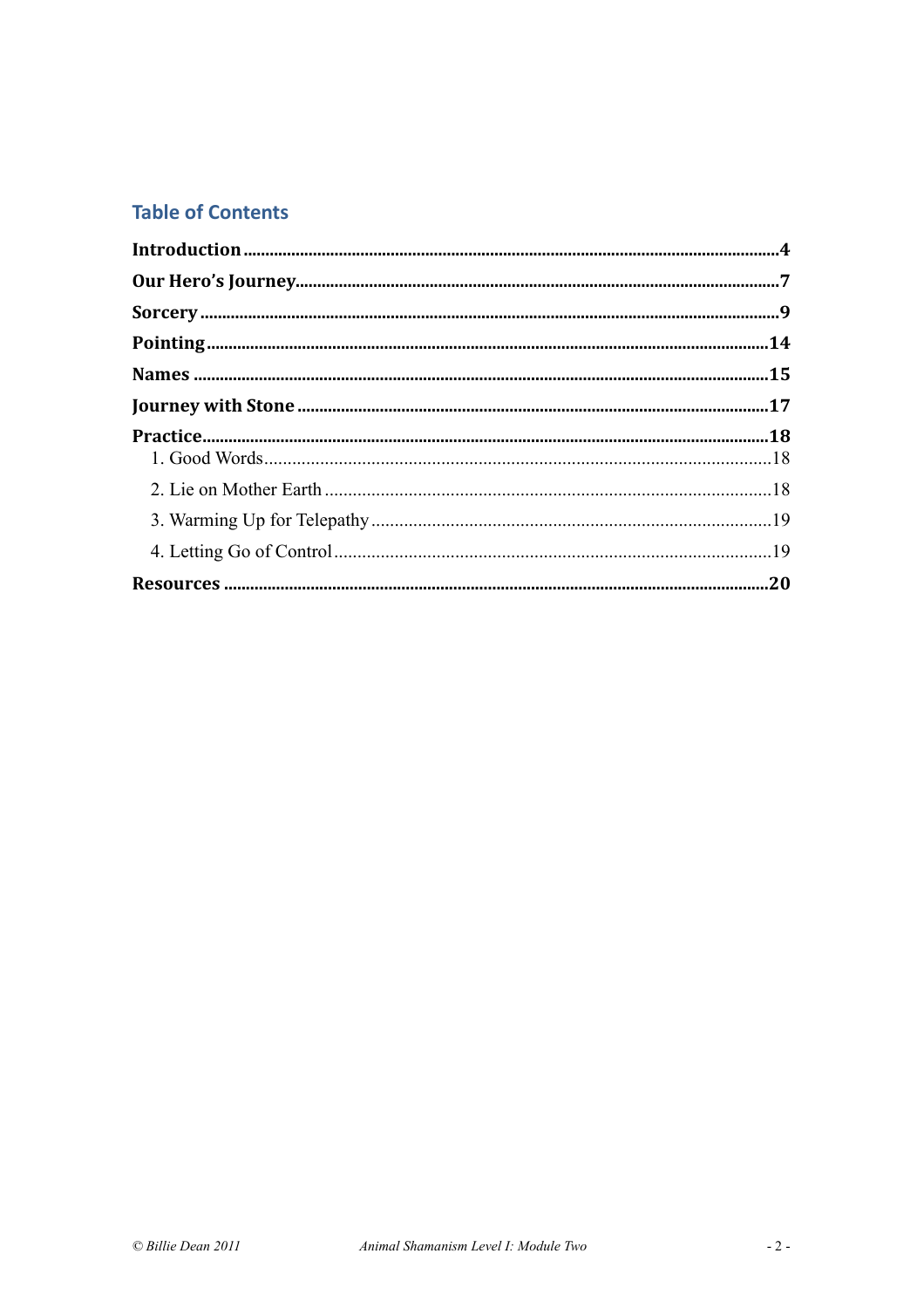## Table of Contents

**Introduction** .......... **4**

**Our Hero's Journey** .......... **7**

**Sorcery** .......... **9**

**Pointing** .......... **14**

**Names** .......... **15**

**Journey with Stone** .......... **17**

**Practice** .......... **18**

1. Good Words .......... 18
2. Lie on Mother Earth .......... 18
3. Warming Up for Telepathy .......... 19
4. Letting Go of Control .......... 19

**Resources** .......... **20**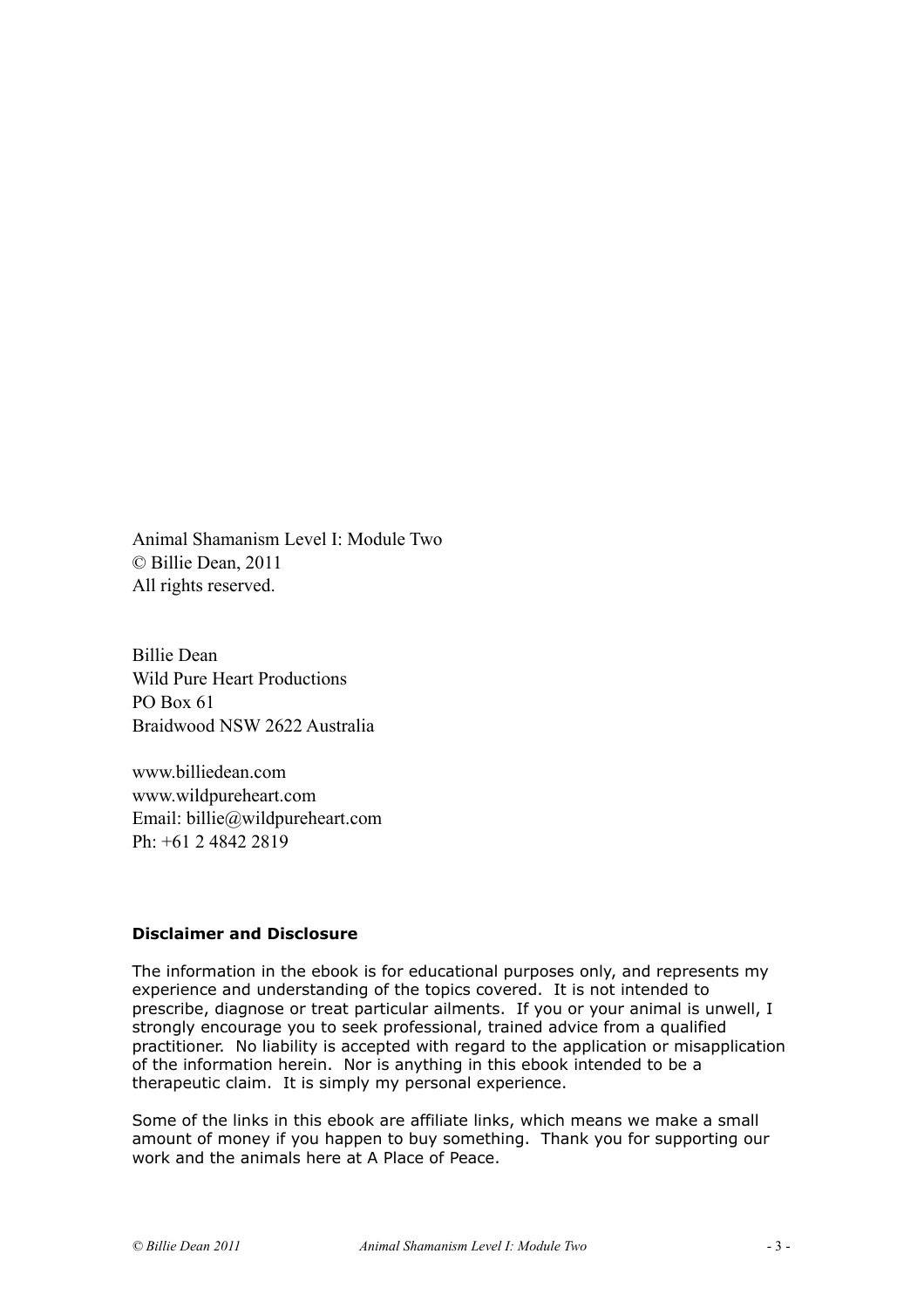Animal Shamanism Level I: Module Two
© Billie Dean, 2011
All rights reserved.

Billie Dean
Wild Pure Heart Productions
PO Box 61
Braidwood NSW 2622 Australia

www.billiedean.com
www.wildpureheart.com
Email: billie@wildpureheart.com
Ph: +61 2 4842 2819

**Disclaimer and Disclosure**

The information in the ebook is for educational purposes only, and represents my experience and understanding of the topics covered. It is not intended to prescribe, diagnose or treat particular ailments. If you or your animal is unwell, I strongly encourage you to seek professional, trained advice from a qualified practitioner. No liability is accepted with regard to the application or misapplication of the information herein. Nor is anything in this ebook intended to be a therapeutic claim. It is simply my personal experience.

Some of the links in this ebook are affiliate links, which means we make a small amount of money if you happen to buy something. Thank you for supporting our work and the animals here at A Place of Peace.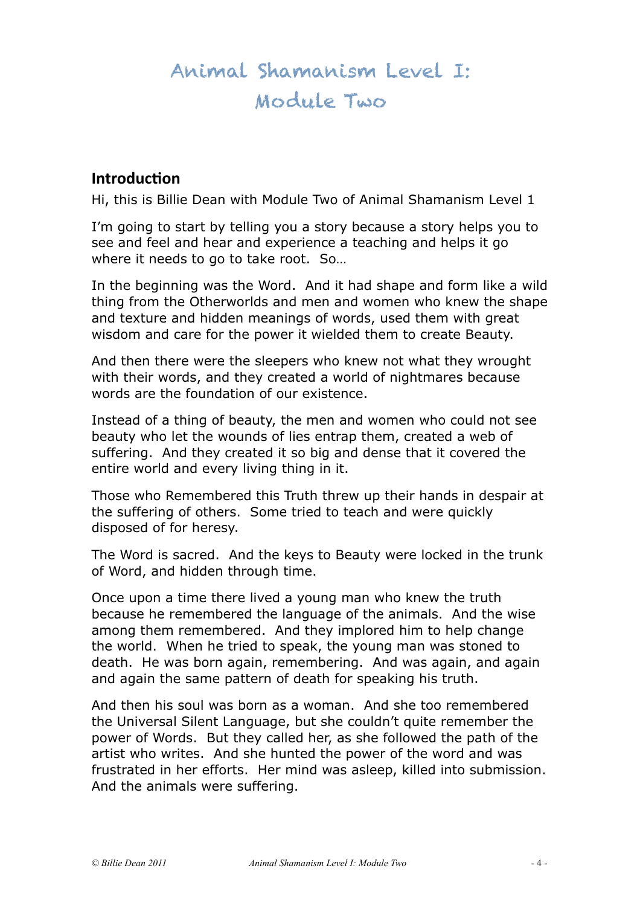# Animal Shamanism Level I: Module Two

## Introduction

Hi, this is Billie Dean with Module Two of Animal Shamanism Level 1

I'm going to start by telling you a story because a story helps you to see and feel and hear and experience a teaching and helps it go where it needs to go to take root. So…

In the beginning was the Word. And it had shape and form like a wild thing from the Otherworlds and men and women who knew the shape and texture and hidden meanings of words, used them with great wisdom and care for the power it wielded them to create Beauty.

And then there were the sleepers who knew not what they wrought with their words, and they created a world of nightmares because words are the foundation of our existence.

Instead of a thing of beauty, the men and women who could not see beauty who let the wounds of lies entrap them, created a web of suffering. And they created it so big and dense that it covered the entire world and every living thing in it.

Those who Remembered this Truth threw up their hands in despair at the suffering of others. Some tried to teach and were quickly disposed of for heresy.

The Word is sacred. And the keys to Beauty were locked in the trunk of Word, and hidden through time.

Once upon a time there lived a young man who knew the truth because he remembered the language of the animals. And the wise among them remembered. And they implored him to help change the world. When he tried to speak, the young man was stoned to death. He was born again, remembering. And was again, and again and again the same pattern of death for speaking his truth.

And then his soul was born as a woman. And she too remembered the Universal Silent Language, but she couldn't quite remember the power of Words. But they called her, as she followed the path of the artist who writes. And she hunted the power of the word and was frustrated in her efforts. Her mind was asleep, killed into submission. And the animals were suffering.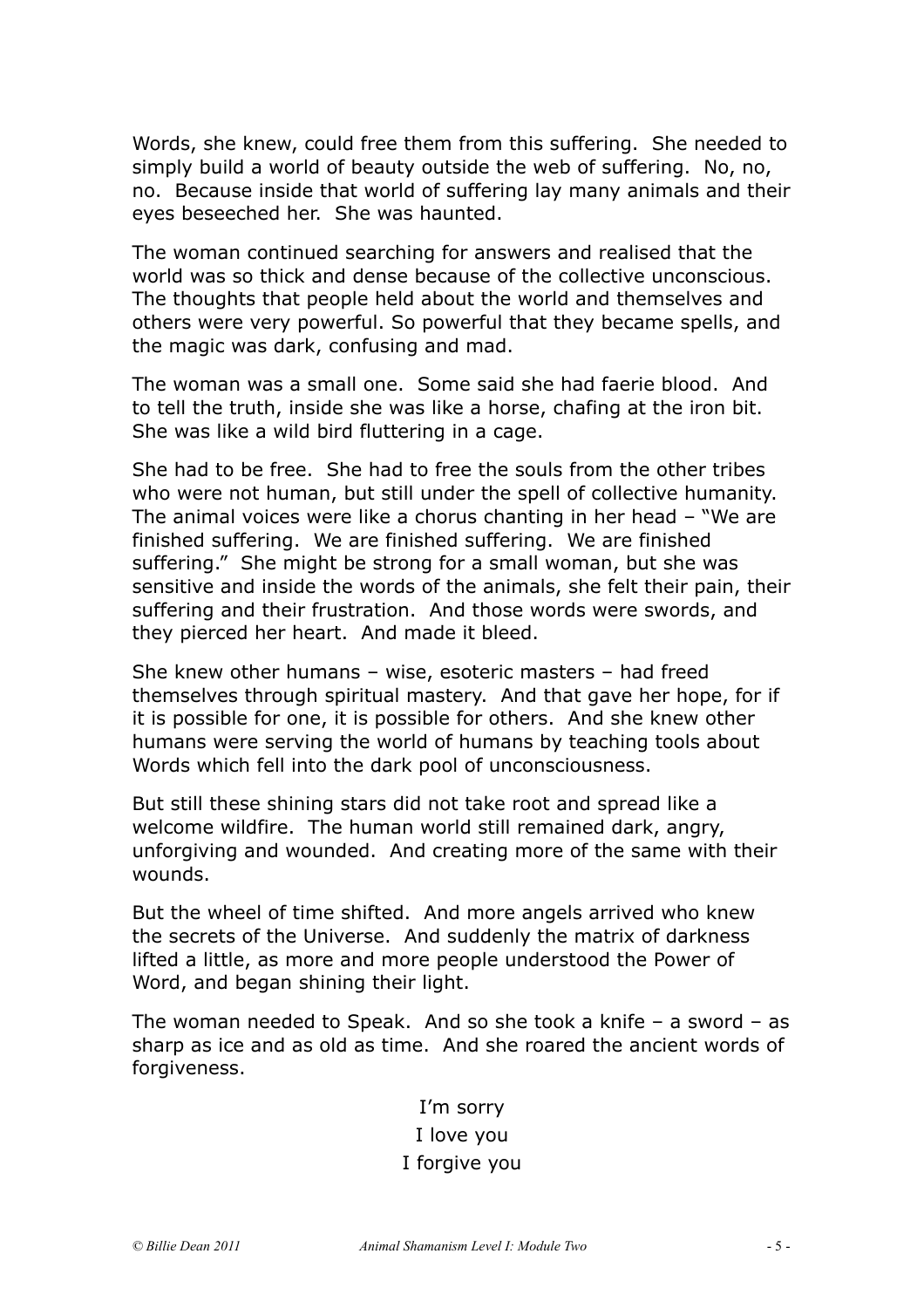Words, she knew, could free them from this suffering. She needed to simply build a world of beauty outside the web of suffering. No, no, no. Because inside that world of suffering lay many animals and their eyes beseeched her. She was haunted.

The woman continued searching for answers and realised that the world was so thick and dense because of the collective unconscious. The thoughts that people held about the world and themselves and others were very powerful. So powerful that they became spells, and the magic was dark, confusing and mad.

The woman was a small one. Some said she had faerie blood. And to tell the truth, inside she was like a horse, chafing at the iron bit. She was like a wild bird fluttering in a cage.

She had to be free. She had to free the souls from the other tribes who were not human, but still under the spell of collective humanity. The animal voices were like a chorus chanting in her head – "We are finished suffering. We are finished suffering. We are finished suffering." She might be strong for a small woman, but she was sensitive and inside the words of the animals, she felt their pain, their suffering and their frustration. And those words were swords, and they pierced her heart. And made it bleed.

She knew other humans – wise, esoteric masters – had freed themselves through spiritual mastery. And that gave her hope, for if it is possible for one, it is possible for others. And she knew other humans were serving the world of humans by teaching tools about Words which fell into the dark pool of unconsciousness.

But still these shining stars did not take root and spread like a welcome wildfire. The human world still remained dark, angry, unforgiving and wounded. And creating more of the same with their wounds.

But the wheel of time shifted. And more angels arrived who knew the secrets of the Universe. And suddenly the matrix of darkness lifted a little, as more and more people understood the Power of Word, and began shining their light.

The woman needed to Speak. And so she took a knife – a sword – as sharp as ice and as old as time. And she roared the ancient words of forgiveness.

I'm sorry
I love you
I forgive you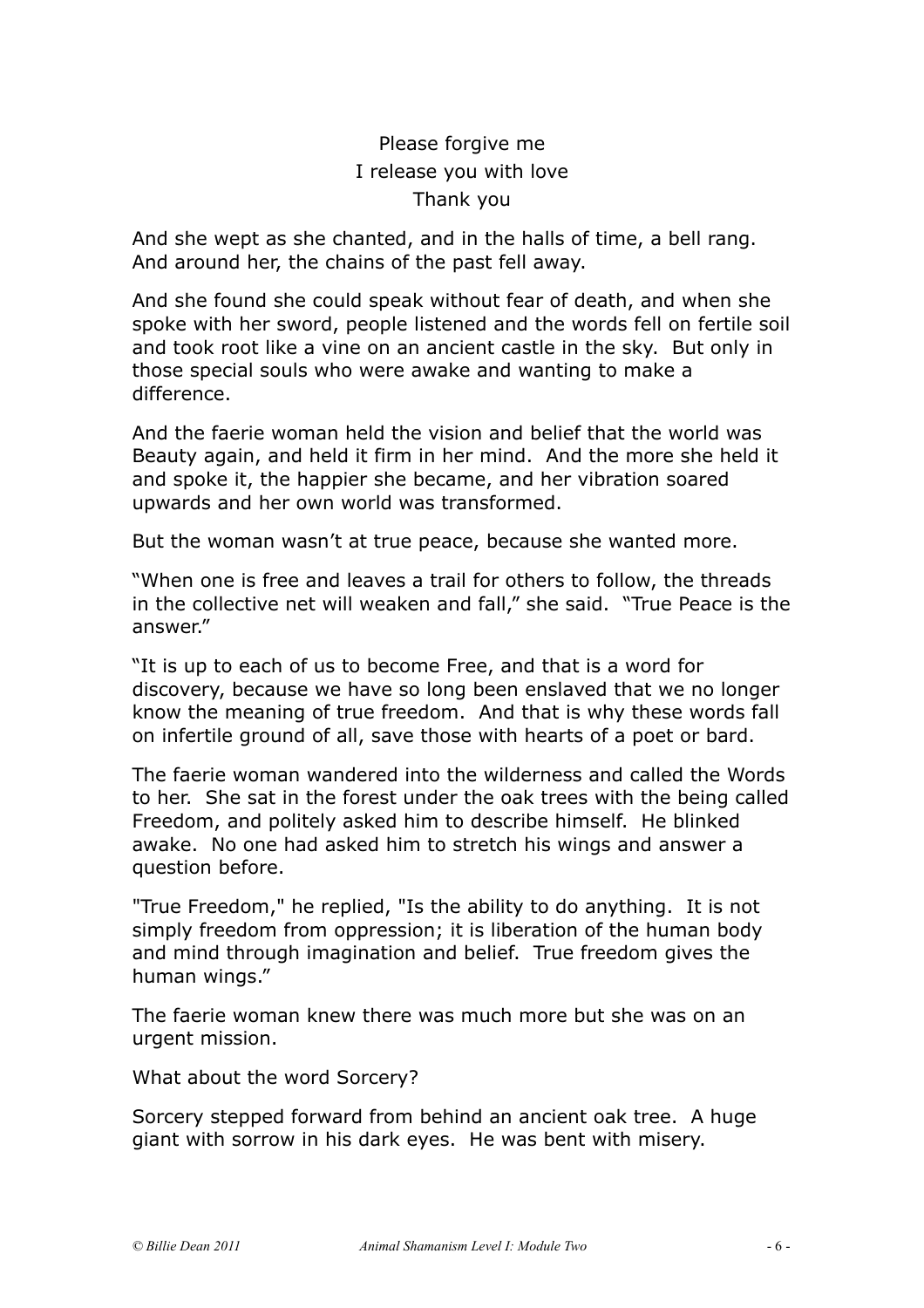Please forgive me
I release you with love
Thank you

And she wept as she chanted, and in the halls of time, a bell rang. And around her, the chains of the past fell away.

And she found she could speak without fear of death, and when she spoke with her sword, people listened and the words fell on fertile soil and took root like a vine on an ancient castle in the sky. But only in those special souls who were awake and wanting to make a difference.

And the faerie woman held the vision and belief that the world was Beauty again, and held it firm in her mind. And the more she held it and spoke it, the happier she became, and her vibration soared upwards and her own world was transformed.

But the woman wasn't at true peace, because she wanted more.

"When one is free and leaves a trail for others to follow, the threads in the collective net will weaken and fall," she said. "True Peace is the answer."

"It is up to each of us to become Free, and that is a word for discovery, because we have so long been enslaved that we no longer know the meaning of true freedom. And that is why these words fall on infertile ground of all, save those with hearts of a poet or bard.

The faerie woman wandered into the wilderness and called the Words to her. She sat in the forest under the oak trees with the being called Freedom, and politely asked him to describe himself. He blinked awake. No one had asked him to stretch his wings and answer a question before.

"True Freedom," he replied, "Is the ability to do anything. It is not simply freedom from oppression; it is liberation of the human body and mind through imagination and belief. True freedom gives the human wings."

The faerie woman knew there was much more but she was on an urgent mission.

What about the word Sorcery?

Sorcery stepped forward from behind an ancient oak tree. A huge giant with sorrow in his dark eyes. He was bent with misery.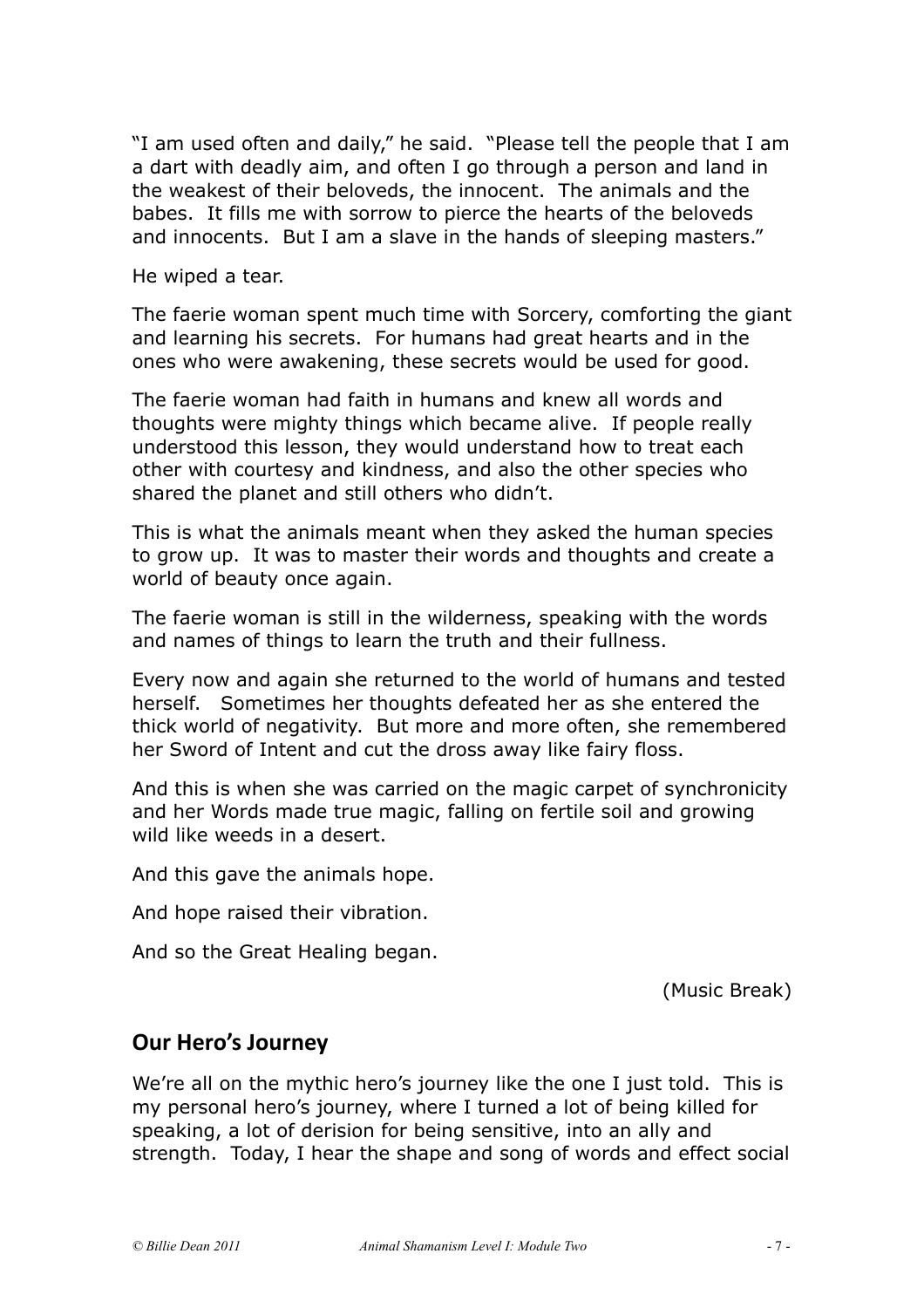"I am used often and daily," he said. "Please tell the people that I am a dart with deadly aim, and often I go through a person and land in the weakest of their beloveds, the innocent. The animals and the babes. It fills me with sorrow to pierce the hearts of the beloveds and innocents. But I am a slave in the hands of sleeping masters."

He wiped a tear.

The faerie woman spent much time with Sorcery, comforting the giant and learning his secrets. For humans had great hearts and in the ones who were awakening, these secrets would be used for good.

The faerie woman had faith in humans and knew all words and thoughts were mighty things which became alive. If people really understood this lesson, they would understand how to treat each other with courtesy and kindness, and also the other species who shared the planet and still others who didn't.

This is what the animals meant when they asked the human species to grow up. It was to master their words and thoughts and create a world of beauty once again.

The faerie woman is still in the wilderness, speaking with the words and names of things to learn the truth and their fullness.

Every now and again she returned to the world of humans and tested herself. Sometimes her thoughts defeated her as she entered the thick world of negativity. But more and more often, she remembered her Sword of Intent and cut the dross away like fairy floss.

And this is when she was carried on the magic carpet of synchronicity and her Words made true magic, falling on fertile soil and growing wild like weeds in a desert.

And this gave the animals hope.

And hope raised their vibration.

And so the Great Healing began.

(Music Break)

## Our Hero's Journey

We're all on the mythic hero's journey like the one I just told. This is my personal hero's journey, where I turned a lot of being killed for speaking, a lot of derision for being sensitive, into an ally and strength. Today, I hear the shape and song of words and effect social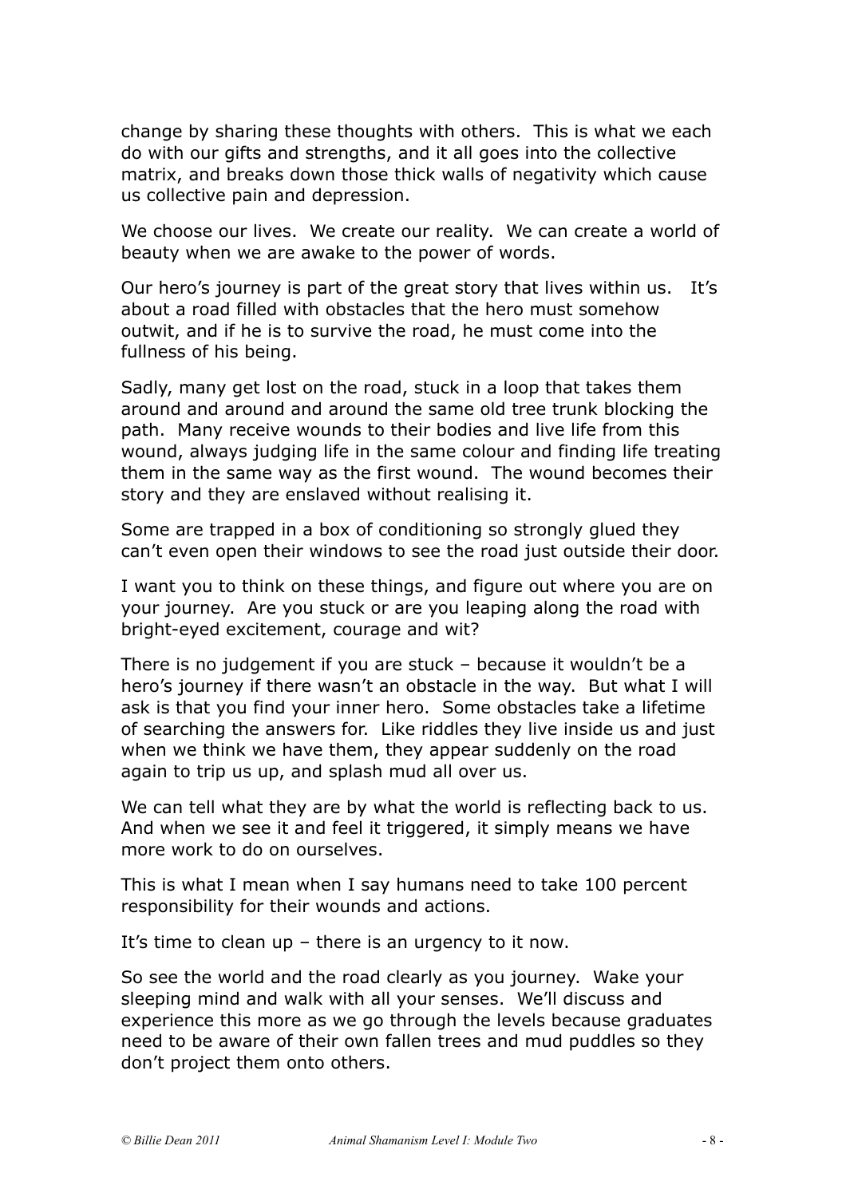change by sharing these thoughts with others. This is what we each do with our gifts and strengths, and it all goes into the collective matrix, and breaks down those thick walls of negativity which cause us collective pain and depression.

We choose our lives. We create our reality. We can create a world of beauty when we are awake to the power of words.

Our hero's journey is part of the great story that lives within us. It's about a road filled with obstacles that the hero must somehow outwit, and if he is to survive the road, he must come into the fullness of his being.

Sadly, many get lost on the road, stuck in a loop that takes them around and around and around the same old tree trunk blocking the path. Many receive wounds to their bodies and live life from this wound, always judging life in the same colour and finding life treating them in the same way as the first wound. The wound becomes their story and they are enslaved without realising it.

Some are trapped in a box of conditioning so strongly glued they can't even open their windows to see the road just outside their door.

I want you to think on these things, and figure out where you are on your journey. Are you stuck or are you leaping along the road with bright-eyed excitement, courage and wit?

There is no judgement if you are stuck – because it wouldn't be a hero's journey if there wasn't an obstacle in the way. But what I will ask is that you find your inner hero. Some obstacles take a lifetime of searching the answers for. Like riddles they live inside us and just when we think we have them, they appear suddenly on the road again to trip us up, and splash mud all over us.

We can tell what they are by what the world is reflecting back to us. And when we see it and feel it triggered, it simply means we have more work to do on ourselves.

This is what I mean when I say humans need to take 100 percent responsibility for their wounds and actions.

It's time to clean up – there is an urgency to it now.

So see the world and the road clearly as you journey. Wake your sleeping mind and walk with all your senses. We'll discuss and experience this more as we go through the levels because graduates need to be aware of their own fallen trees and mud puddles so they don't project them onto others.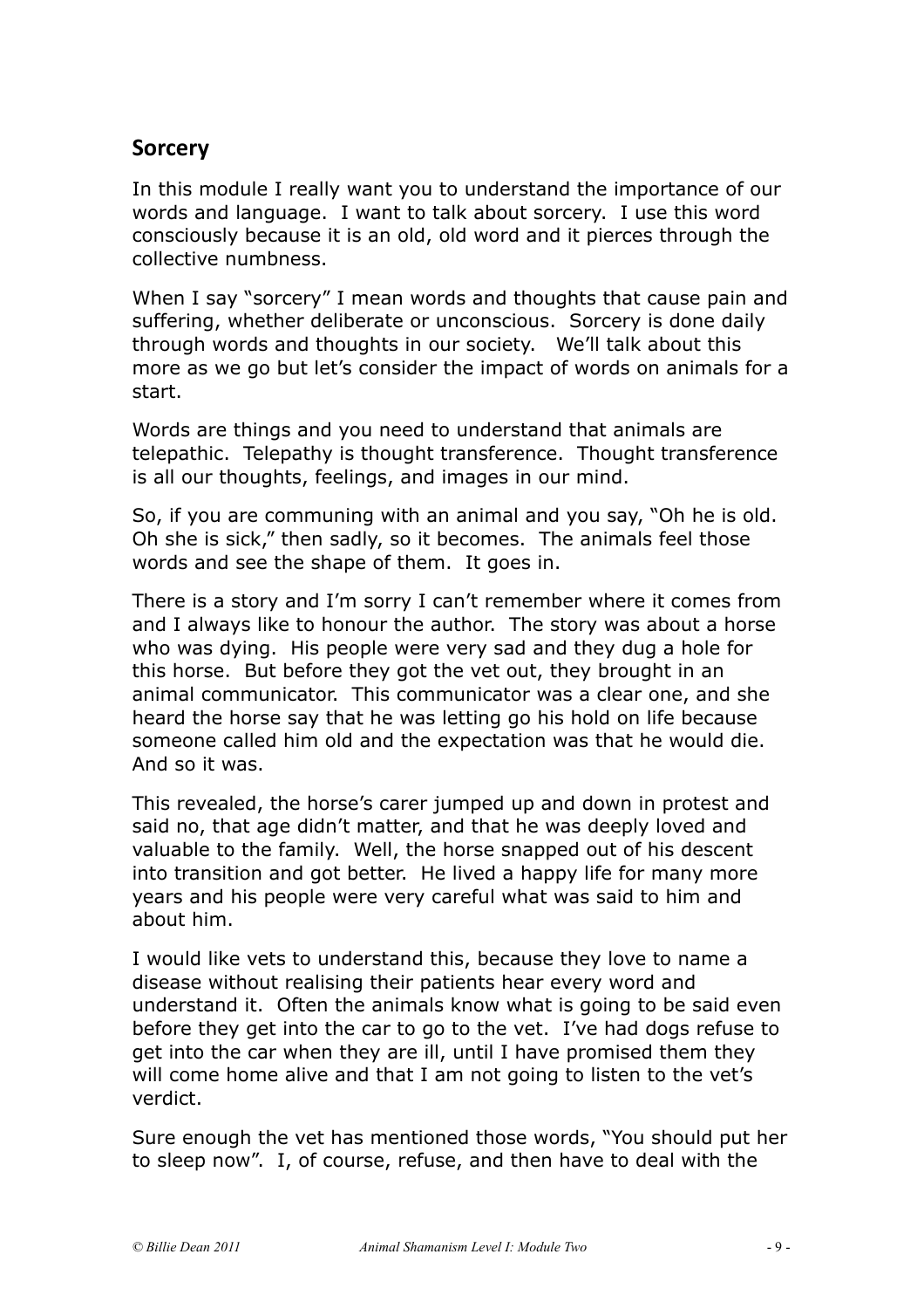## Sorcery

In this module I really want you to understand the importance of our words and language. I want to talk about sorcery. I use this word consciously because it is an old, old word and it pierces through the collective numbness.

When I say "sorcery" I mean words and thoughts that cause pain and suffering, whether deliberate or unconscious. Sorcery is done daily through words and thoughts in our society. We'll talk about this more as we go but let's consider the impact of words on animals for a start.

Words are things and you need to understand that animals are telepathic. Telepathy is thought transference. Thought transference is all our thoughts, feelings, and images in our mind.

So, if you are communing with an animal and you say, "Oh he is old. Oh she is sick," then sadly, so it becomes. The animals feel those words and see the shape of them. It goes in.

There is a story and I'm sorry I can't remember where it comes from and I always like to honour the author. The story was about a horse who was dying. His people were very sad and they dug a hole for this horse. But before they got the vet out, they brought in an animal communicator. This communicator was a clear one, and she heard the horse say that he was letting go his hold on life because someone called him old and the expectation was that he would die. And so it was.

This revealed, the horse's carer jumped up and down in protest and said no, that age didn't matter, and that he was deeply loved and valuable to the family. Well, the horse snapped out of his descent into transition and got better. He lived a happy life for many more years and his people were very careful what was said to him and about him.

I would like vets to understand this, because they love to name a disease without realising their patients hear every word and understand it. Often the animals know what is going to be said even before they get into the car to go to the vet. I've had dogs refuse to get into the car when they are ill, until I have promised them they will come home alive and that I am not going to listen to the vet's verdict.

Sure enough the vet has mentioned those words, "You should put her to sleep now". I, of course, refuse, and then have to deal with the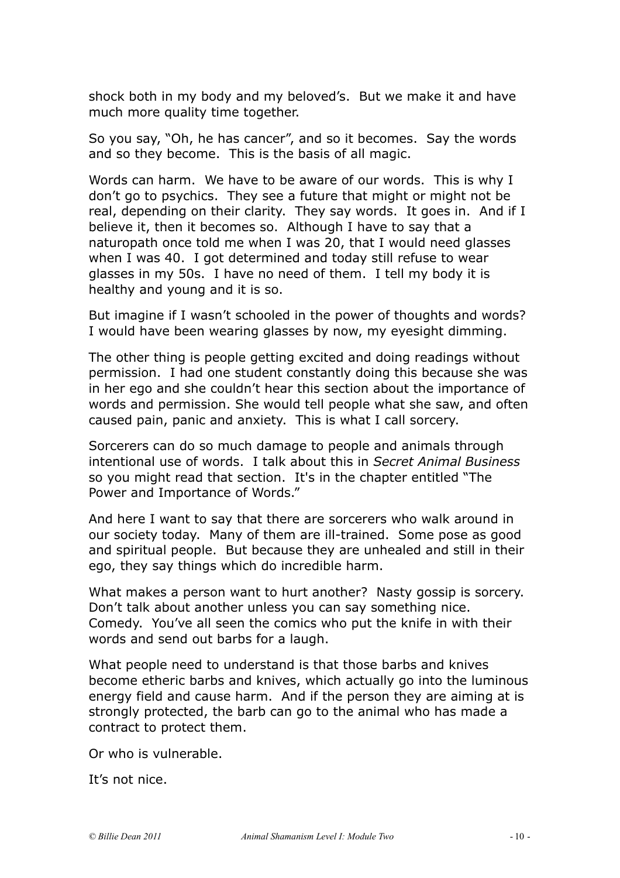shock both in my body and my beloved's. But we make it and have much more quality time together.

So you say, "Oh, he has cancer", and so it becomes. Say the words and so they become. This is the basis of all magic.

Words can harm. We have to be aware of our words. This is why I don't go to psychics. They see a future that might or might not be real, depending on their clarity. They say words. It goes in. And if I believe it, then it becomes so. Although I have to say that a naturopath once told me when I was 20, that I would need glasses when I was 40. I got determined and today still refuse to wear glasses in my 50s. I have no need of them. I tell my body it is healthy and young and it is so.

But imagine if I wasn't schooled in the power of thoughts and words? I would have been wearing glasses by now, my eyesight dimming.

The other thing is people getting excited and doing readings without permission. I had one student constantly doing this because she was in her ego and she couldn't hear this section about the importance of words and permission. She would tell people what she saw, and often caused pain, panic and anxiety. This is what I call sorcery.

Sorcerers can do so much damage to people and animals through intentional use of words. I talk about this in *Secret Animal Business* so you might read that section. It's in the chapter entitled "The Power and Importance of Words."

And here I want to say that there are sorcerers who walk around in our society today. Many of them are ill-trained. Some pose as good and spiritual people. But because they are unhealed and still in their ego, they say things which do incredible harm.

What makes a person want to hurt another? Nasty gossip is sorcery. Don't talk about another unless you can say something nice. Comedy. You've all seen the comics who put the knife in with their words and send out barbs for a laugh.

What people need to understand is that those barbs and knives become etheric barbs and knives, which actually go into the luminous energy field and cause harm. And if the person they are aiming at is strongly protected, the barb can go to the animal who has made a contract to protect them.

Or who is vulnerable.

It's not nice.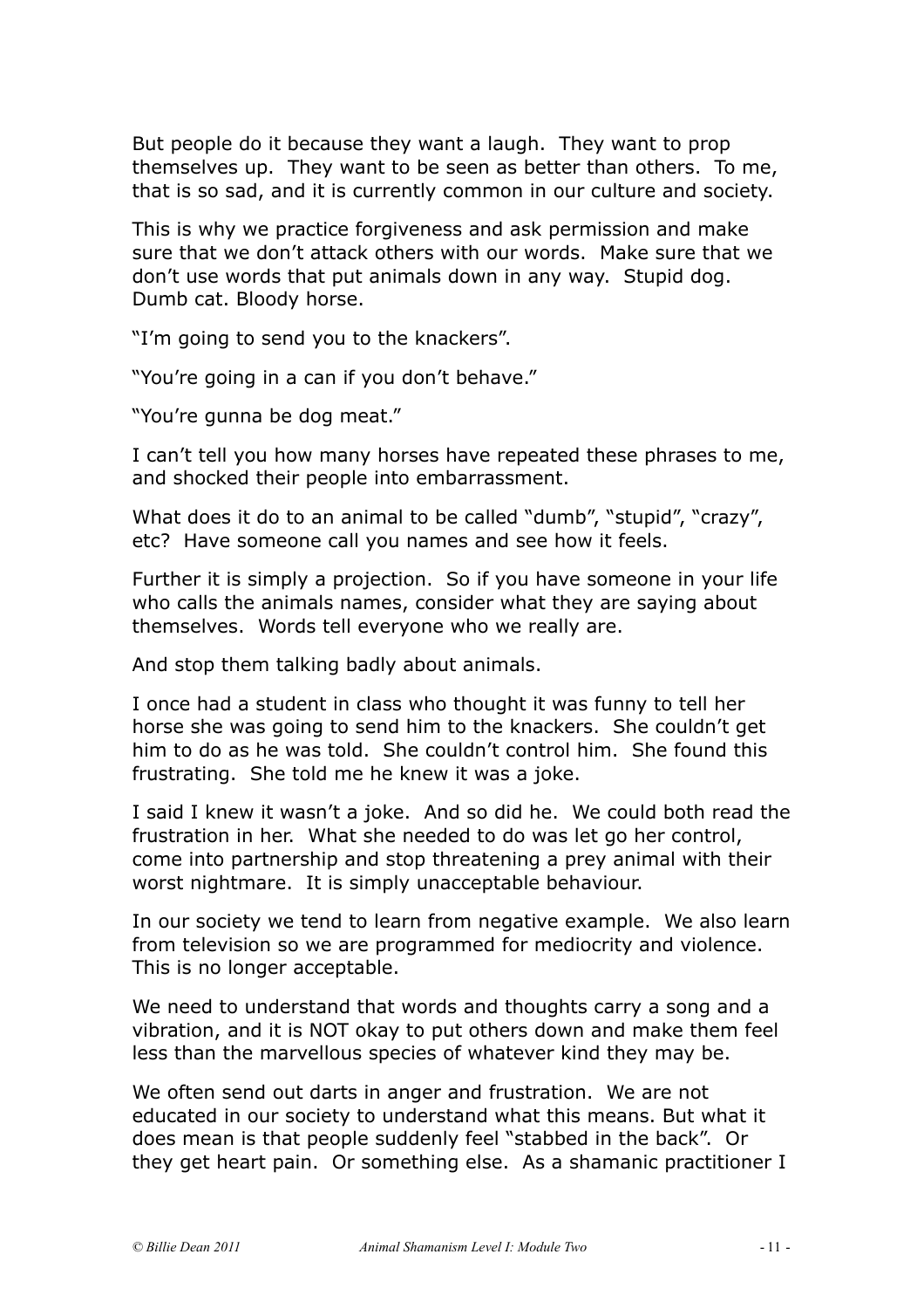But people do it because they want a laugh. They want to prop themselves up. They want to be seen as better than others. To me, that is so sad, and it is currently common in our culture and society.

This is why we practice forgiveness and ask permission and make sure that we don't attack others with our words. Make sure that we don't use words that put animals down in any way. Stupid dog. Dumb cat. Bloody horse.

"I'm going to send you to the knackers".

"You're going in a can if you don't behave."

"You're gunna be dog meat."

I can't tell you how many horses have repeated these phrases to me, and shocked their people into embarrassment.

What does it do to an animal to be called "dumb", "stupid", "crazy", etc? Have someone call you names and see how it feels.

Further it is simply a projection. So if you have someone in your life who calls the animals names, consider what they are saying about themselves. Words tell everyone who we really are.

And stop them talking badly about animals.

I once had a student in class who thought it was funny to tell her horse she was going to send him to the knackers. She couldn't get him to do as he was told. She couldn't control him. She found this frustrating. She told me he knew it was a joke.

I said I knew it wasn't a joke. And so did he. We could both read the frustration in her. What she needed to do was let go her control, come into partnership and stop threatening a prey animal with their worst nightmare. It is simply unacceptable behaviour.

In our society we tend to learn from negative example. We also learn from television so we are programmed for mediocrity and violence. This is no longer acceptable.

We need to understand that words and thoughts carry a song and a vibration, and it is NOT okay to put others down and make them feel less than the marvellous species of whatever kind they may be.

We often send out darts in anger and frustration. We are not educated in our society to understand what this means. But what it does mean is that people suddenly feel "stabbed in the back". Or they get heart pain. Or something else. As a shamanic practitioner I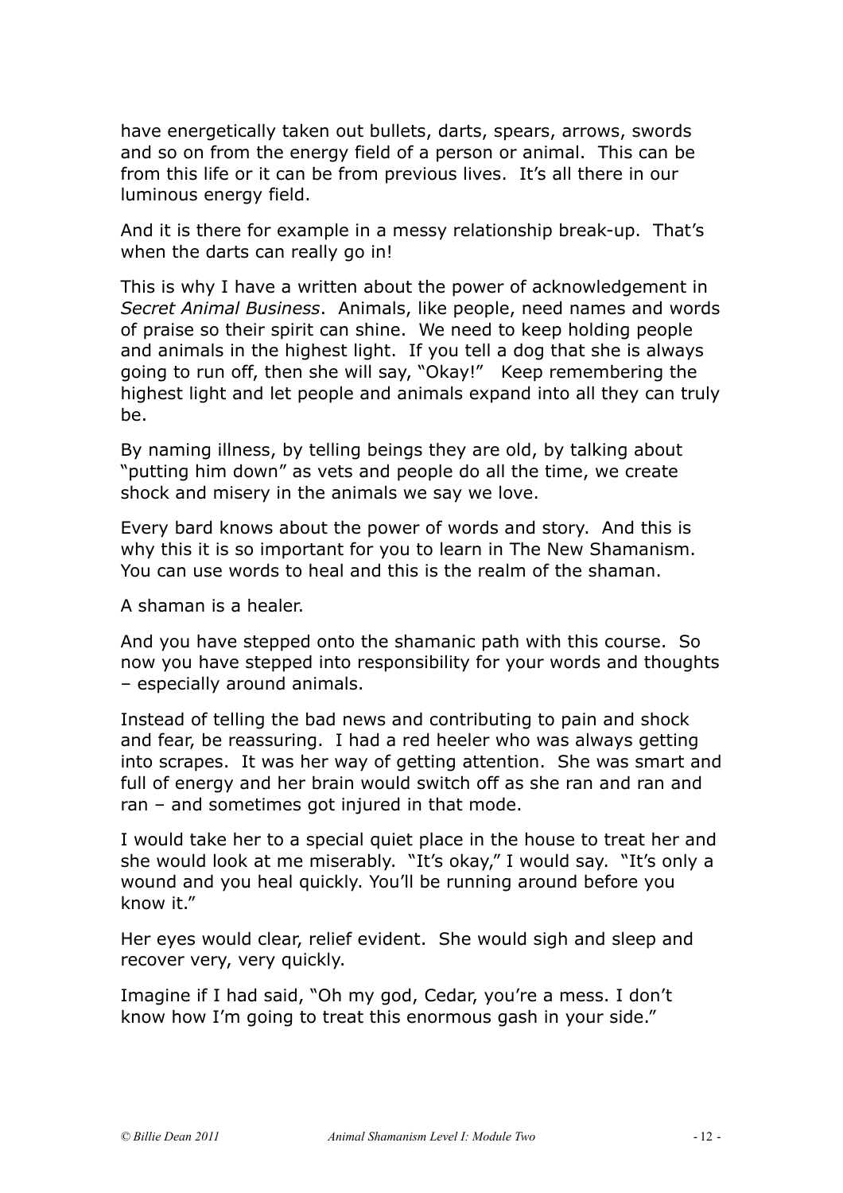have energetically taken out bullets, darts, spears, arrows, swords and so on from the energy field of a person or animal. This can be from this life or it can be from previous lives. It's all there in our luminous energy field.

And it is there for example in a messy relationship break-up. That's when the darts can really go in!

This is why I have a written about the power of acknowledgement in *Secret Animal Business*. Animals, like people, need names and words of praise so their spirit can shine. We need to keep holding people and animals in the highest light. If you tell a dog that she is always going to run off, then she will say, "Okay!" Keep remembering the highest light and let people and animals expand into all they can truly be.

By naming illness, by telling beings they are old, by talking about "putting him down" as vets and people do all the time, we create shock and misery in the animals we say we love.

Every bard knows about the power of words and story. And this is why this it is so important for you to learn in The New Shamanism. You can use words to heal and this is the realm of the shaman.

A shaman is a healer.

And you have stepped onto the shamanic path with this course. So now you have stepped into responsibility for your words and thoughts – especially around animals.

Instead of telling the bad news and contributing to pain and shock and fear, be reassuring. I had a red heeler who was always getting into scrapes. It was her way of getting attention. She was smart and full of energy and her brain would switch off as she ran and ran and ran – and sometimes got injured in that mode.

I would take her to a special quiet place in the house to treat her and she would look at me miserably. "It's okay," I would say. "It's only a wound and you heal quickly. You'll be running around before you know it."

Her eyes would clear, relief evident. She would sigh and sleep and recover very, very quickly.

Imagine if I had said, "Oh my god, Cedar, you're a mess. I don't know how I'm going to treat this enormous gash in your side."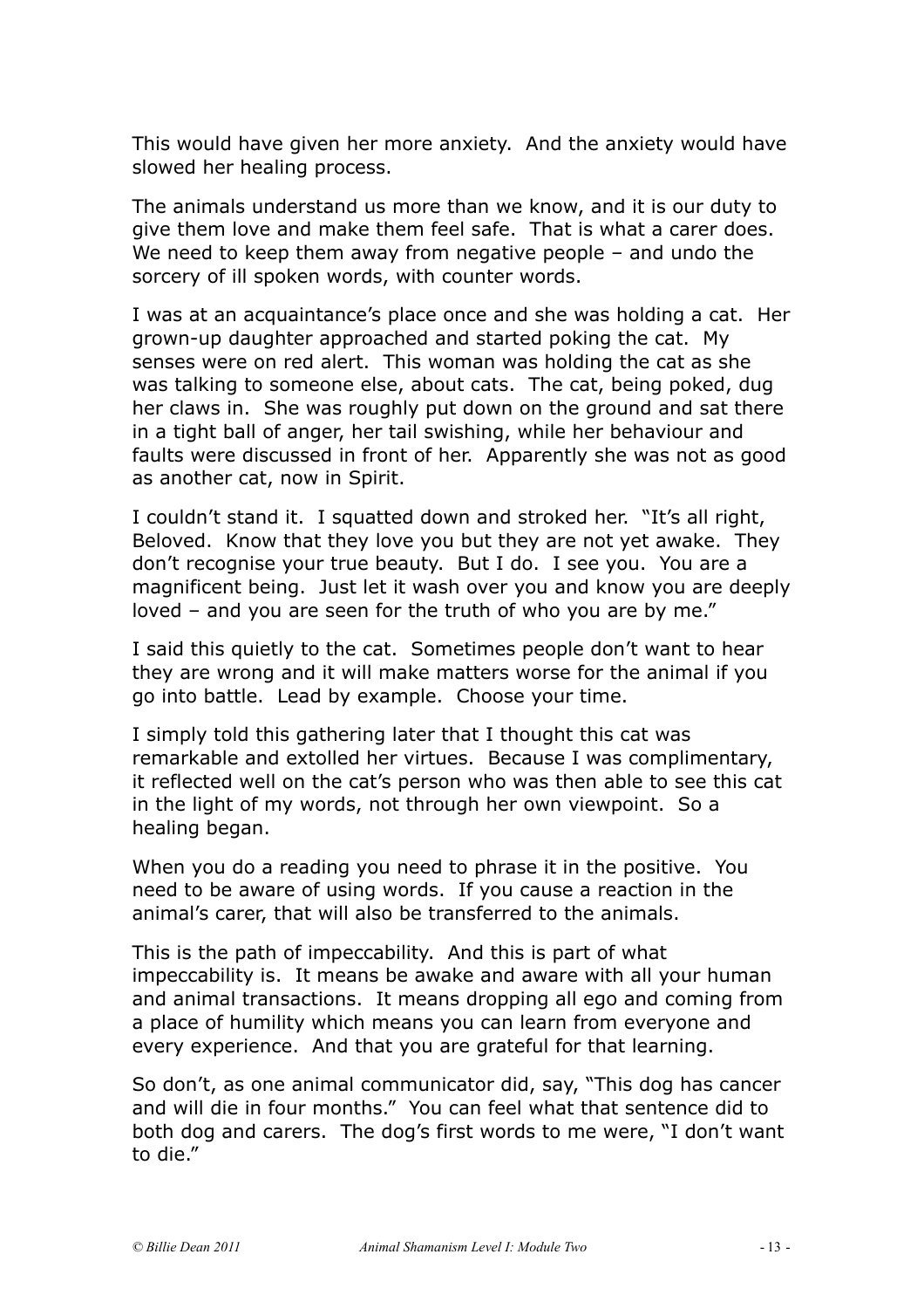This would have given her more anxiety. And the anxiety would have slowed her healing process.

The animals understand us more than we know, and it is our duty to give them love and make them feel safe. That is what a carer does. We need to keep them away from negative people – and undo the sorcery of ill spoken words, with counter words.

I was at an acquaintance's place once and she was holding a cat. Her grown-up daughter approached and started poking the cat. My senses were on red alert. This woman was holding the cat as she was talking to someone else, about cats. The cat, being poked, dug her claws in. She was roughly put down on the ground and sat there in a tight ball of anger, her tail swishing, while her behaviour and faults were discussed in front of her. Apparently she was not as good as another cat, now in Spirit.

I couldn't stand it. I squatted down and stroked her. "It's all right, Beloved. Know that they love you but they are not yet awake. They don't recognise your true beauty. But I do. I see you. You are a magnificent being. Just let it wash over you and know you are deeply loved – and you are seen for the truth of who you are by me."

I said this quietly to the cat. Sometimes people don't want to hear they are wrong and it will make matters worse for the animal if you go into battle. Lead by example. Choose your time.

I simply told this gathering later that I thought this cat was remarkable and extolled her virtues. Because I was complimentary, it reflected well on the cat's person who was then able to see this cat in the light of my words, not through her own viewpoint. So a healing began.

When you do a reading you need to phrase it in the positive. You need to be aware of using words. If you cause a reaction in the animal's carer, that will also be transferred to the animals.

This is the path of impeccability. And this is part of what impeccability is. It means be awake and aware with all your human and animal transactions. It means dropping all ego and coming from a place of humility which means you can learn from everyone and every experience. And that you are grateful for that learning.

So don't, as one animal communicator did, say, "This dog has cancer and will die in four months." You can feel what that sentence did to both dog and carers. The dog's first words to me were, "I don't want to die."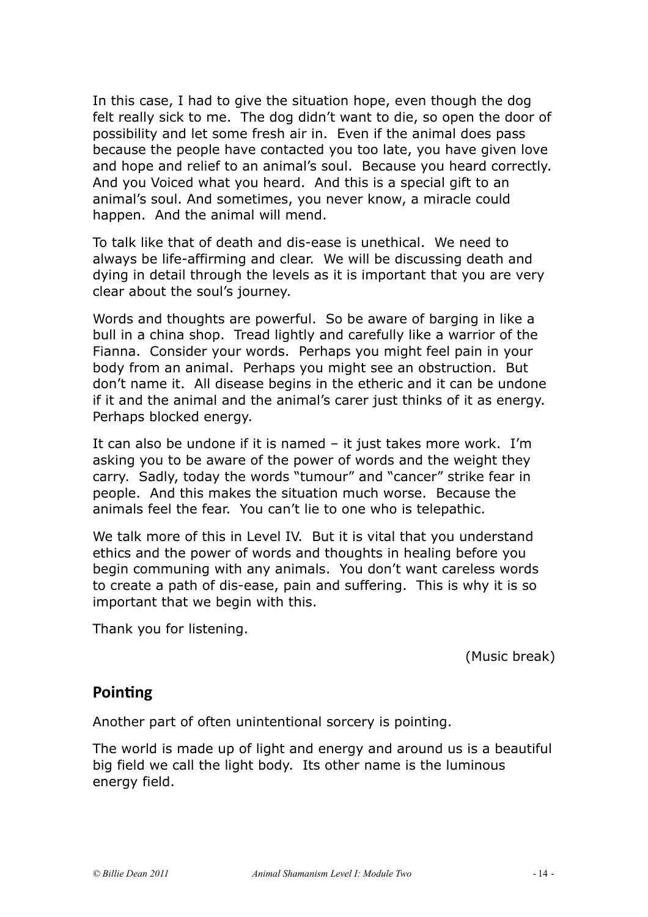In this case, I had to give the situation hope, even though the dog felt really sick to me. The dog didn't want to die, so open the door of possibility and let some fresh air in. Even if the animal does pass because the people have contacted you too late, you have given love and hope and relief to an animal's soul. Because you heard correctly. And you Voiced what you heard. And this is a special gift to an animal's soul. And sometimes, you never know, a miracle could happen. And the animal will mend.

To talk like that of death and dis-ease is unethical. We need to always be life-affirming and clear. We will be discussing death and dying in detail through the levels as it is important that you are very clear about the soul's journey.

Words and thoughts are powerful. So be aware of barging in like a bull in a china shop. Tread lightly and carefully like a warrior of the Fianna. Consider your words. Perhaps you might feel pain in your body from an animal. Perhaps you might see an obstruction. But don't name it. All disease begins in the etheric and it can be undone if it and the animal and the animal's carer just thinks of it as energy. Perhaps blocked energy.

It can also be undone if it is named – it just takes more work. I'm asking you to be aware of the power of words and the weight they carry. Sadly, today the words "tumour" and "cancer" strike fear in people. And this makes the situation much worse. Because the animals feel the fear. You can't lie to one who is telepathic.

We talk more of this in Level IV. But it is vital that you understand ethics and the power of words and thoughts in healing before you begin communing with any animals. You don't want careless words to create a path of dis-ease, pain and suffering. This is why it is so important that we begin with this.

Thank you for listening.

(Music break)

## Pointing

Another part of often unintentional sorcery is pointing.

The world is made up of light and energy and around us is a beautiful big field we call the light body. Its other name is the luminous energy field.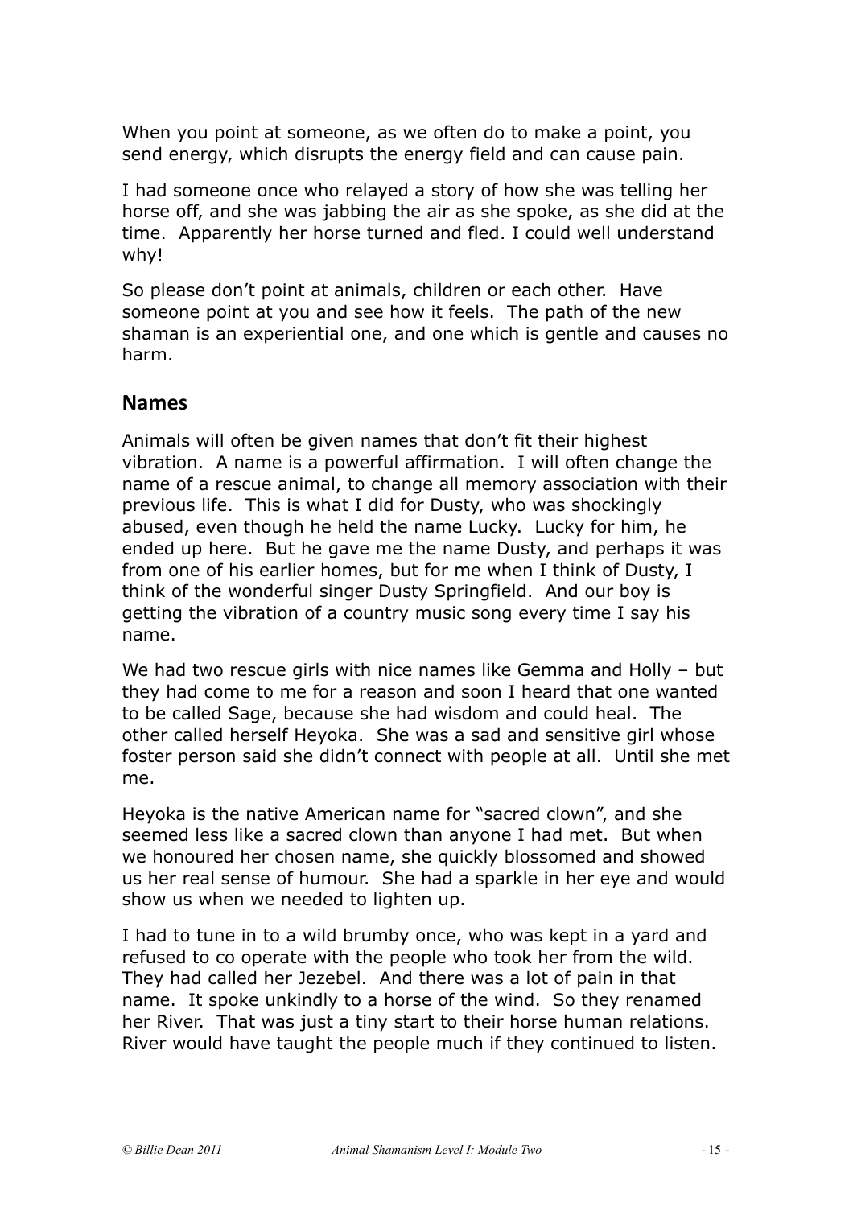When you point at someone, as we often do to make a point, you send energy, which disrupts the energy field and can cause pain.

I had someone once who relayed a story of how she was telling her horse off, and she was jabbing the air as she spoke, as she did at the time. Apparently her horse turned and fled. I could well understand why!

So please don't point at animals, children or each other. Have someone point at you and see how it feels. The path of the new shaman is an experiential one, and one which is gentle and causes no harm.

## Names

Animals will often be given names that don't fit their highest vibration. A name is a powerful affirmation. I will often change the name of a rescue animal, to change all memory association with their previous life. This is what I did for Dusty, who was shockingly abused, even though he held the name Lucky. Lucky for him, he ended up here. But he gave me the name Dusty, and perhaps it was from one of his earlier homes, but for me when I think of Dusty, I think of the wonderful singer Dusty Springfield. And our boy is getting the vibration of a country music song every time I say his name.

We had two rescue girls with nice names like Gemma and Holly – but they had come to me for a reason and soon I heard that one wanted to be called Sage, because she had wisdom and could heal. The other called herself Heyoka. She was a sad and sensitive girl whose foster person said she didn't connect with people at all. Until she met me.

Heyoka is the native American name for "sacred clown", and she seemed less like a sacred clown than anyone I had met. But when we honoured her chosen name, she quickly blossomed and showed us her real sense of humour. She had a sparkle in her eye and would show us when we needed to lighten up.

I had to tune in to a wild brumby once, who was kept in a yard and refused to co operate with the people who took her from the wild. They had called her Jezebel. And there was a lot of pain in that name. It spoke unkindly to a horse of the wind. So they renamed her River. That was just a tiny start to their horse human relations. River would have taught the people much if they continued to listen.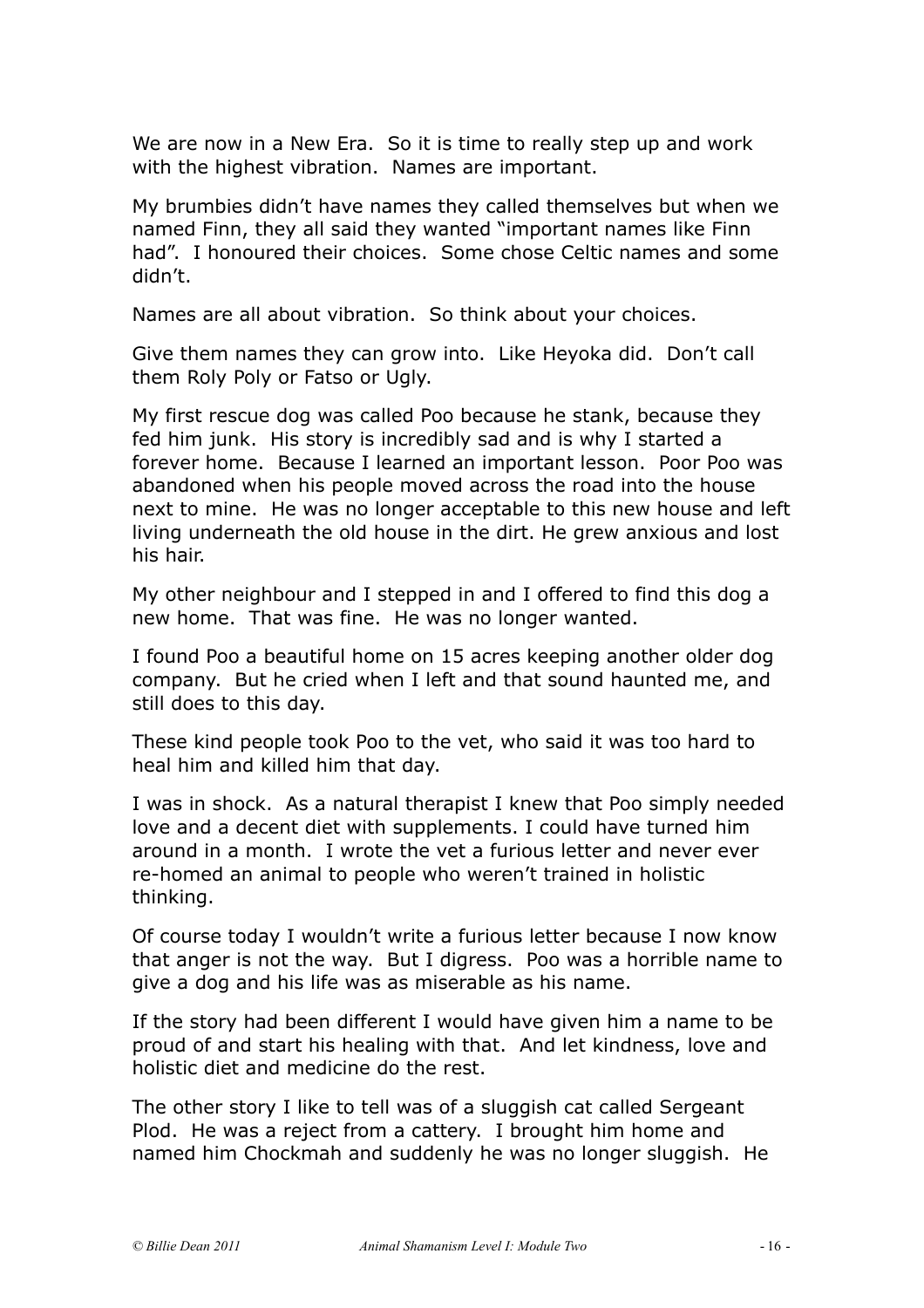We are now in a New Era. So it is time to really step up and work with the highest vibration. Names are important.

My brumbies didn't have names they called themselves but when we named Finn, they all said they wanted "important names like Finn had". I honoured their choices. Some chose Celtic names and some didn't.

Names are all about vibration. So think about your choices.

Give them names they can grow into. Like Heyoka did. Don't call them Roly Poly or Fatso or Ugly.

My first rescue dog was called Poo because he stank, because they fed him junk. His story is incredibly sad and is why I started a forever home. Because I learned an important lesson. Poor Poo was abandoned when his people moved across the road into the house next to mine. He was no longer acceptable to this new house and left living underneath the old house in the dirt. He grew anxious and lost his hair.

My other neighbour and I stepped in and I offered to find this dog a new home. That was fine. He was no longer wanted.

I found Poo a beautiful home on 15 acres keeping another older dog company. But he cried when I left and that sound haunted me, and still does to this day.

These kind people took Poo to the vet, who said it was too hard to heal him and killed him that day.

I was in shock. As a natural therapist I knew that Poo simply needed love and a decent diet with supplements. I could have turned him around in a month. I wrote the vet a furious letter and never ever re-homed an animal to people who weren't trained in holistic thinking.

Of course today I wouldn't write a furious letter because I now know that anger is not the way. But I digress. Poo was a horrible name to give a dog and his life was as miserable as his name.

If the story had been different I would have given him a name to be proud of and start his healing with that. And let kindness, love and holistic diet and medicine do the rest.

The other story I like to tell was of a sluggish cat called Sergeant Plod. He was a reject from a cattery. I brought him home and named him Chockmah and suddenly he was no longer sluggish. He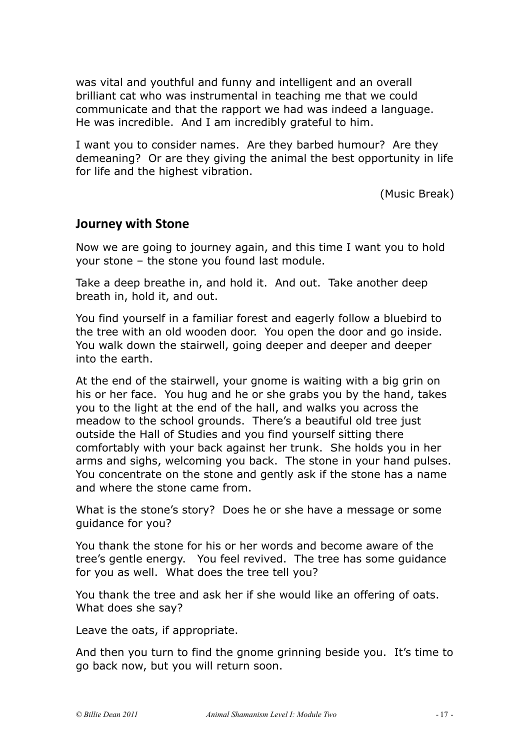was vital and youthful and funny and intelligent and an overall brilliant cat who was instrumental in teaching me that we could communicate and that the rapport we had was indeed a language. He was incredible. And I am incredibly grateful to him.

I want you to consider names. Are they barbed humour? Are they demeaning? Or are they giving the animal the best opportunity in life for life and the highest vibration.

(Music Break)

## Journey with Stone

Now we are going to journey again, and this time I want you to hold your stone – the stone you found last module.

Take a deep breathe in, and hold it. And out. Take another deep breath in, hold it, and out.

You find yourself in a familiar forest and eagerly follow a bluebird to the tree with an old wooden door. You open the door and go inside. You walk down the stairwell, going deeper and deeper and deeper into the earth.

At the end of the stairwell, your gnome is waiting with a big grin on his or her face. You hug and he or she grabs you by the hand, takes you to the light at the end of the hall, and walks you across the meadow to the school grounds. There's a beautiful old tree just outside the Hall of Studies and you find yourself sitting there comfortably with your back against her trunk. She holds you in her arms and sighs, welcoming you back. The stone in your hand pulses. You concentrate on the stone and gently ask if the stone has a name and where the stone came from.

What is the stone's story? Does he or she have a message or some guidance for you?

You thank the stone for his or her words and become aware of the tree's gentle energy. You feel revived. The tree has some guidance for you as well. What does the tree tell you?

You thank the tree and ask her if she would like an offering of oats. What does she say?

Leave the oats, if appropriate.

And then you turn to find the gnome grinning beside you. It's time to go back now, but you will return soon.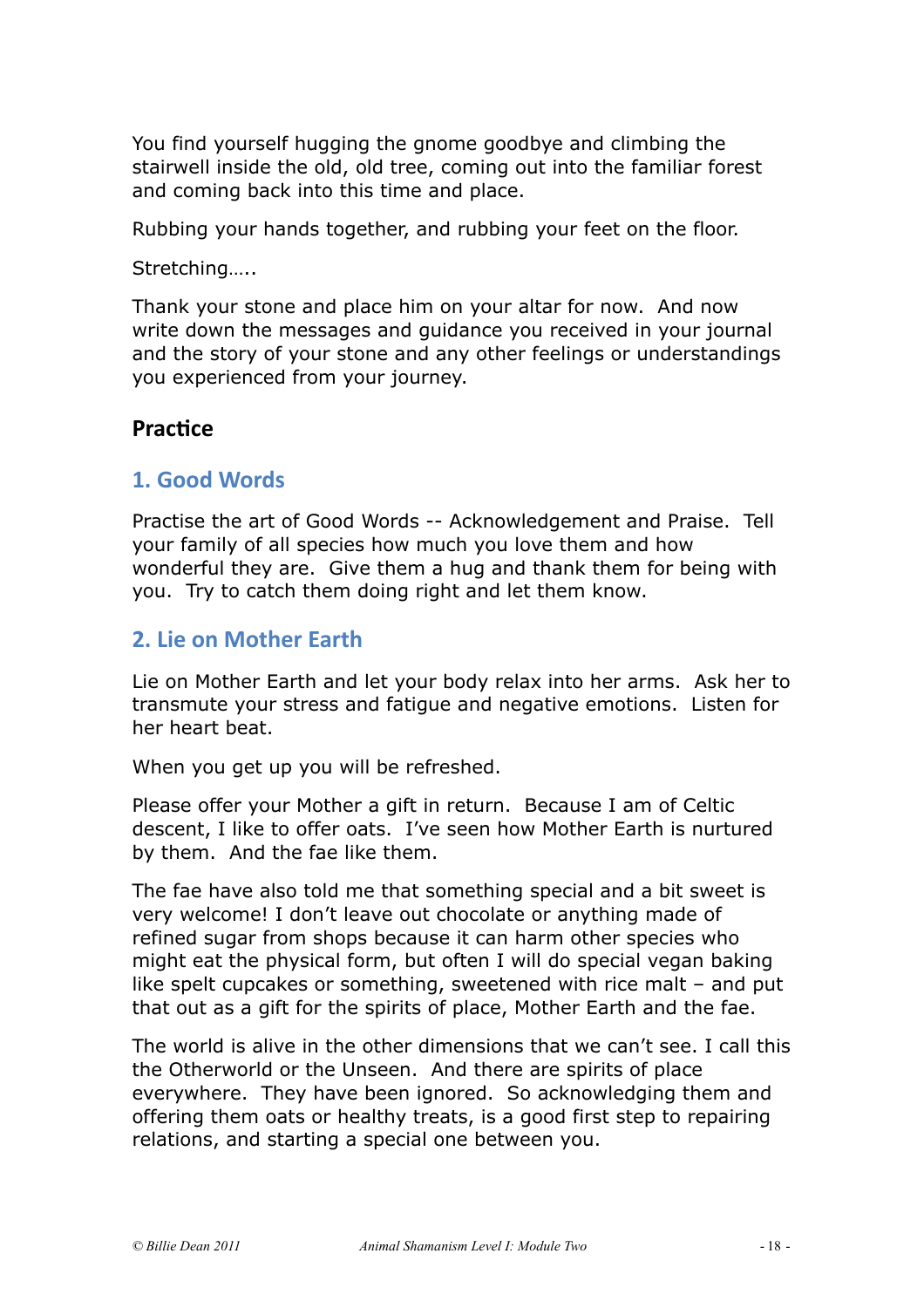You find yourself hugging the gnome goodbye and climbing the stairwell inside the old, old tree, coming out into the familiar forest and coming back into this time and place.

Rubbing your hands together, and rubbing your feet on the floor.

Stretching…..

Thank your stone and place him on your altar for now. And now write down the messages and guidance you received in your journal and the story of your stone and any other feelings or understandings you experienced from your journey.

## Practice

### 1. Good Words

Practise the art of Good Words -- Acknowledgement and Praise. Tell your family of all species how much you love them and how wonderful they are. Give them a hug and thank them for being with you. Try to catch them doing right and let them know.

### 2. Lie on Mother Earth

Lie on Mother Earth and let your body relax into her arms. Ask her to transmute your stress and fatigue and negative emotions. Listen for her heart beat.

When you get up you will be refreshed.

Please offer your Mother a gift in return. Because I am of Celtic descent, I like to offer oats. I've seen how Mother Earth is nurtured by them. And the fae like them.

The fae have also told me that something special and a bit sweet is very welcome! I don't leave out chocolate or anything made of refined sugar from shops because it can harm other species who might eat the physical form, but often I will do special vegan baking like spelt cupcakes or something, sweetened with rice malt – and put that out as a gift for the spirits of place, Mother Earth and the fae.

The world is alive in the other dimensions that we can't see. I call this the Otherworld or the Unseen. And there are spirits of place everywhere. They have been ignored. So acknowledging them and offering them oats or healthy treats, is a good first step to repairing relations, and starting a special one between you.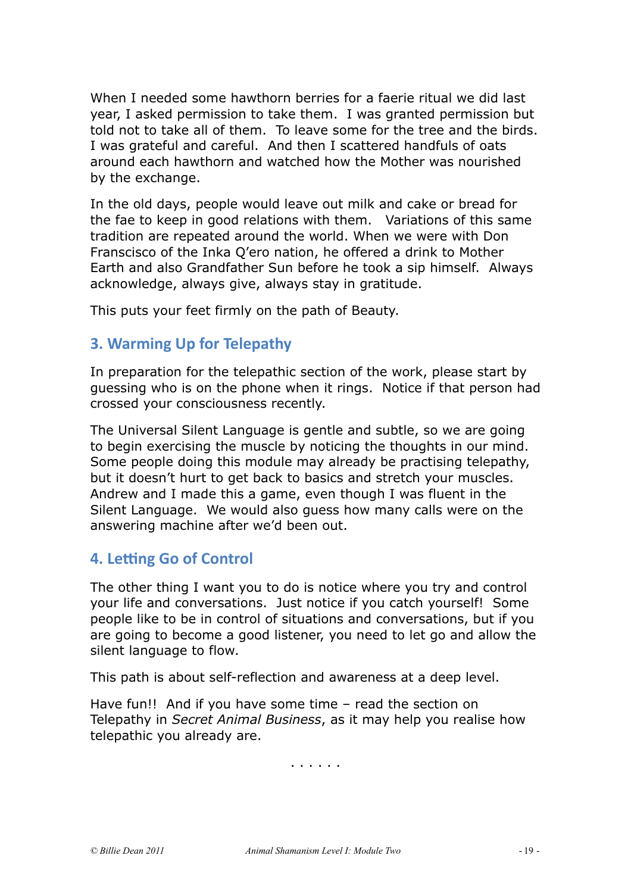When I needed some hawthorn berries for a faerie ritual we did last year, I asked permission to take them. I was granted permission but told not to take all of them. To leave some for the tree and the birds. I was grateful and careful. And then I scattered handfuls of oats around each hawthorn and watched how the Mother was nourished by the exchange.

In the old days, people would leave out milk and cake or bread for the fae to keep in good relations with them. Variations of this same tradition are repeated around the world. When we were with Don Franscisco of the Inka Q'ero nation, he offered a drink to Mother Earth and also Grandfather Sun before he took a sip himself. Always acknowledge, always give, always stay in gratitude.

This puts your feet firmly on the path of Beauty.

## 3. Warming Up for Telepathy

In preparation for the telepathic section of the work, please start by guessing who is on the phone when it rings. Notice if that person had crossed your consciousness recently.

The Universal Silent Language is gentle and subtle, so we are going to begin exercising the muscle by noticing the thoughts in our mind. Some people doing this module may already be practising telepathy, but it doesn't hurt to get back to basics and stretch your muscles. Andrew and I made this a game, even though I was fluent in the Silent Language. We would also guess how many calls were on the answering machine after we'd been out.

## 4. Letting Go of Control

The other thing I want you to do is notice where you try and control your life and conversations. Just notice if you catch yourself! Some people like to be in control of situations and conversations, but if you are going to become a good listener, you need to let go and allow the silent language to flow.

This path is about self-reflection and awareness at a deep level.

Have fun!! And if you have some time – read the section on Telepathy in *Secret Animal Business*, as it may help you realise how telepathic you already are.

. . . . . .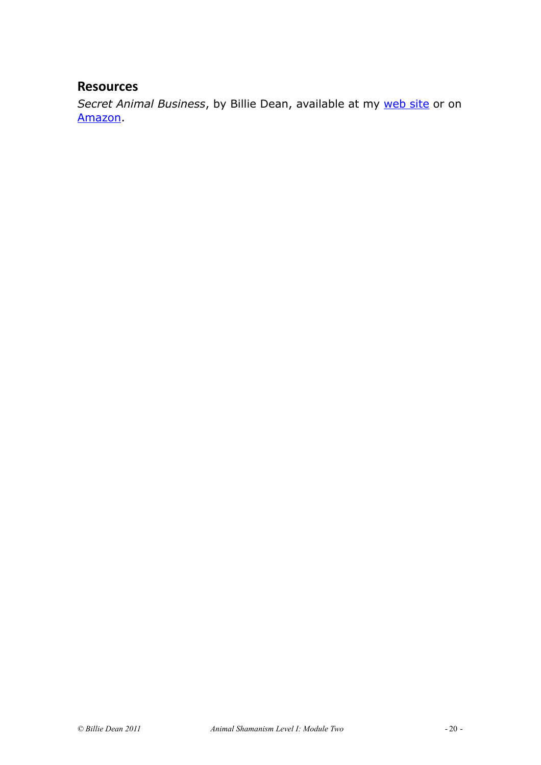## Resources

*Secret Animal Business*, by Billie Dean, available at my web site or on Amazon.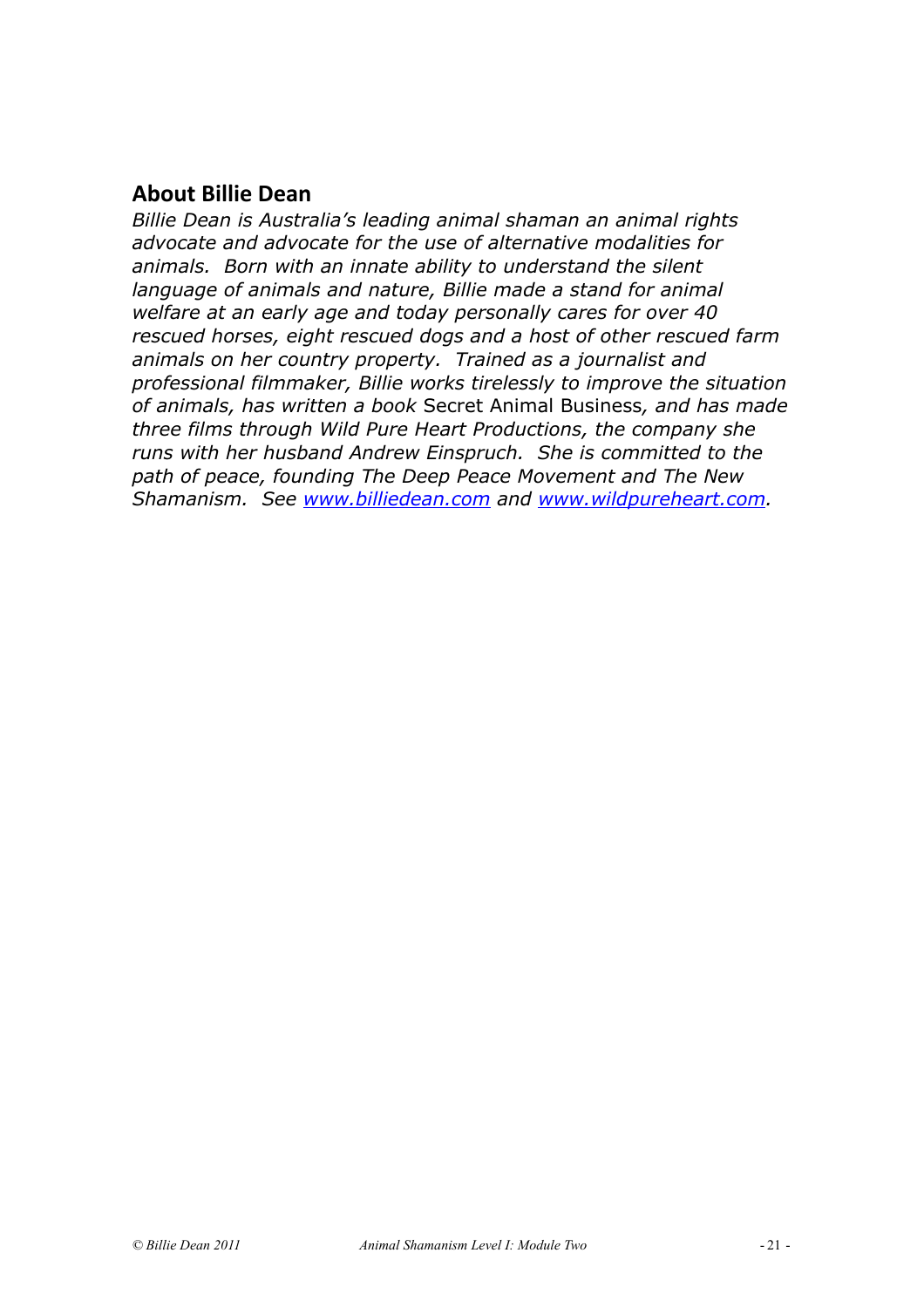## About Billie Dean

*Billie Dean is Australia's leading animal shaman an animal rights advocate and advocate for the use of alternative modalities for animals. Born with an innate ability to understand the silent language of animals and nature, Billie made a stand for animal welfare at an early age and today personally cares for over 40 rescued horses, eight rescued dogs and a host of other rescued farm animals on her country property. Trained as a journalist and professional filmmaker, Billie works tirelessly to improve the situation of animals, has written a book* Secret Animal Business*, and has made three films through Wild Pure Heart Productions, the company she runs with her husband Andrew Einspruch. She is committed to the path of peace, founding The Deep Peace Movement and The New Shamanism. See [www.billiedean.com](http://www.billiedean.com) and [www.wildpureheart.com](http://www.wildpureheart.com).*